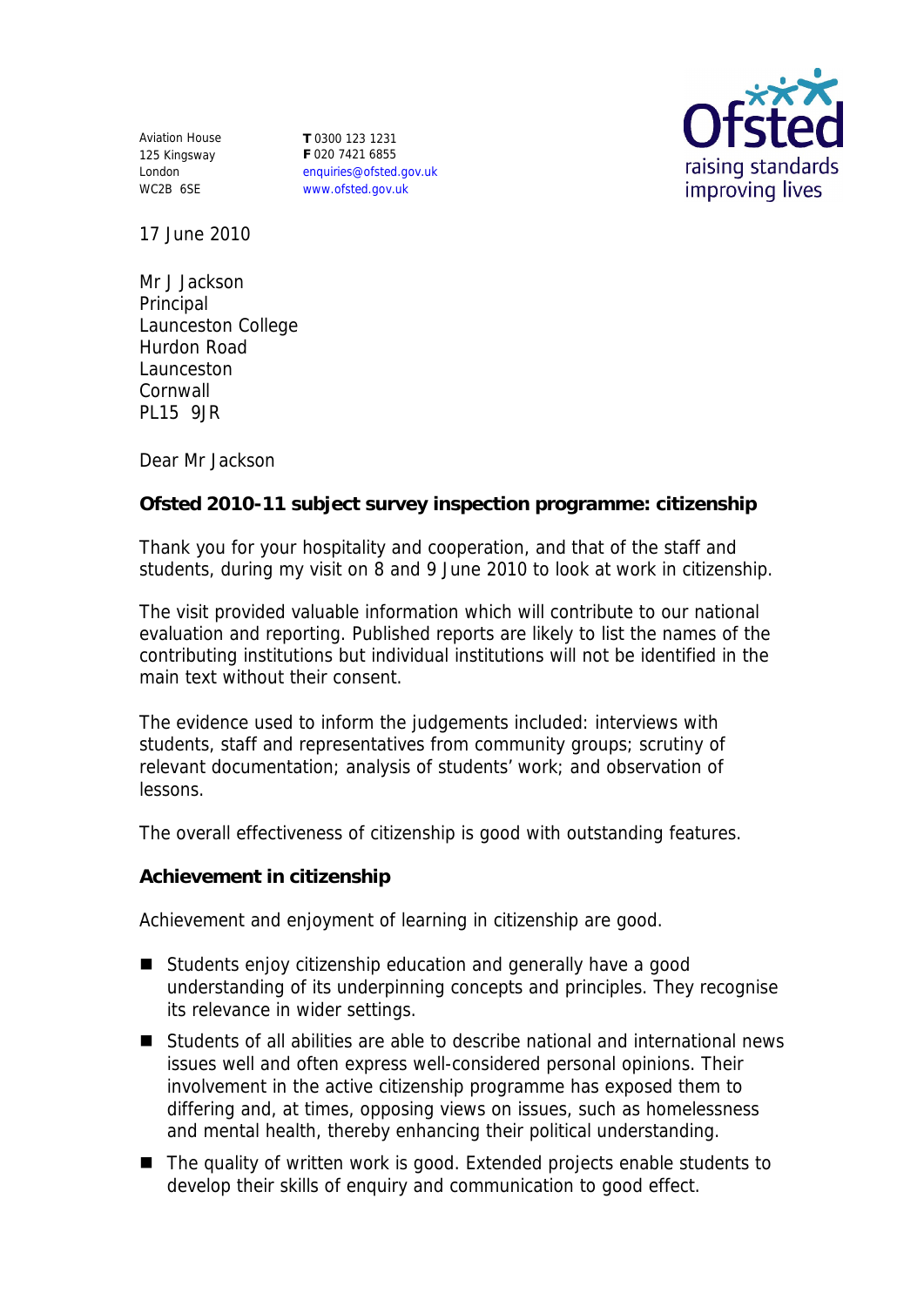Aviation House
125 Kingsway
London
WC2B 6SE

**T** 0300 123 1231
**F** 020 7421 6855
enquiries@ofsted.gov.uk
www.ofsted.gov.uk

17 June 2010

Mr J Jackson
Principal
Launceston College
Hurdon Road
Launceston
Cornwall
PL15 9JR

Dear Mr Jackson

**Ofsted 2010-11 subject survey inspection programme: citizenship**

Thank you for your hospitality and cooperation, and that of the staff and students, during my visit on 8 and 9 June 2010 to look at work in citizenship.

The visit provided valuable information which will contribute to our national evaluation and reporting. Published reports are likely to list the names of the contributing institutions but individual institutions will not be identified in the main text without their consent.

The evidence used to inform the judgements included: interviews with students, staff and representatives from community groups; scrutiny of relevant documentation; analysis of students' work; and observation of lessons.

The overall effectiveness of citizenship is good with outstanding features.

**Achievement in citizenship**

Achievement and enjoyment of learning in citizenship are good.

- Students enjoy citizenship education and generally have a good understanding of its underpinning concepts and principles. They recognise its relevance in wider settings.
- Students of all abilities are able to describe national and international news issues well and often express well-considered personal opinions. Their involvement in the active citizenship programme has exposed them to differing and, at times, opposing views on issues, such as homelessness and mental health, thereby enhancing their political understanding.
- The quality of written work is good. Extended projects enable students to develop their skills of enquiry and communication to good effect.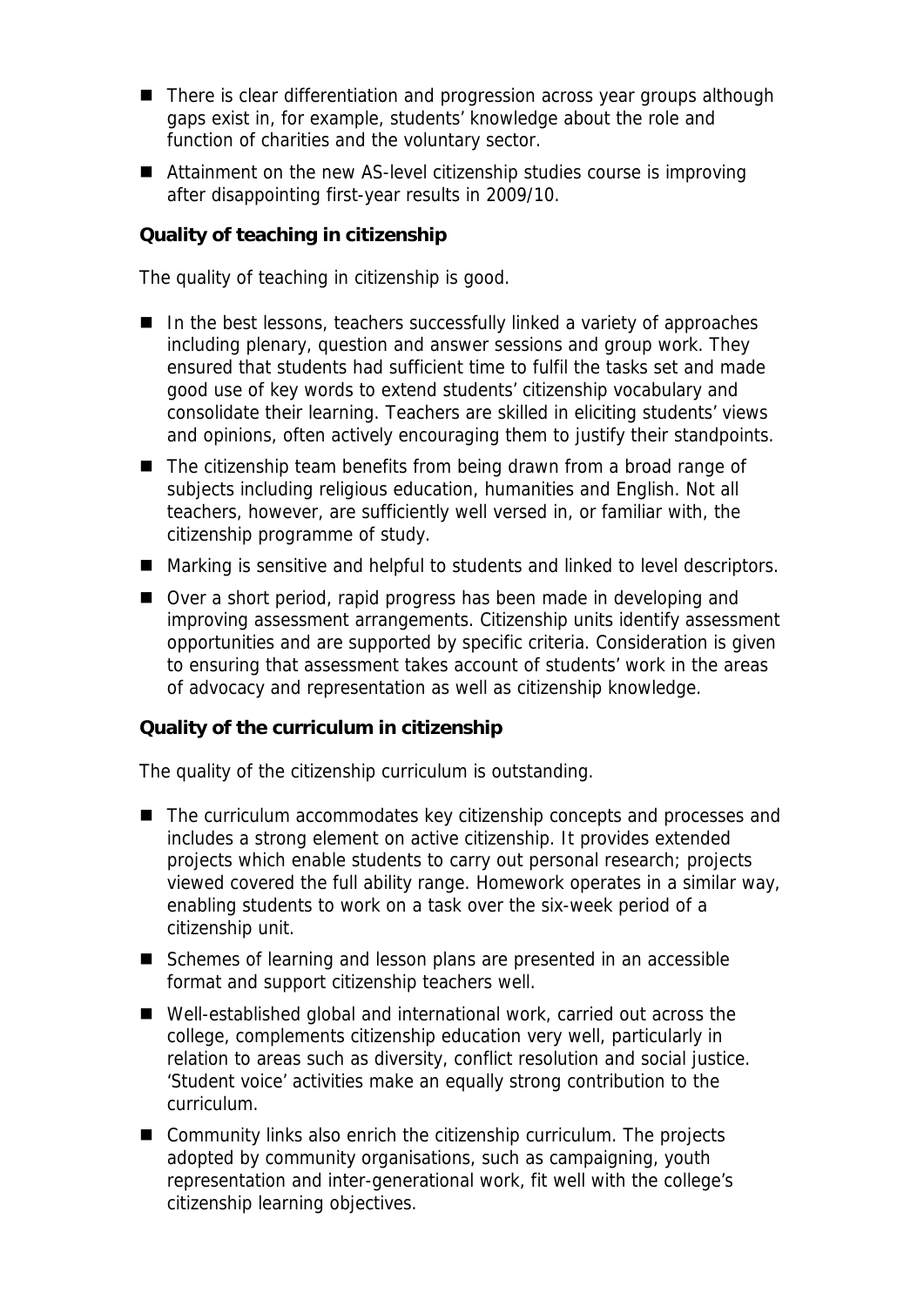- There is clear differentiation and progression across year groups although gaps exist in, for example, students' knowledge about the role and function of charities and the voluntary sector.
- Attainment on the new AS-level citizenship studies course is improving after disappointing first-year results in 2009/10.

**Quality of teaching in citizenship**

The quality of teaching in citizenship is good.

- In the best lessons, teachers successfully linked a variety of approaches including plenary, question and answer sessions and group work. They ensured that students had sufficient time to fulfil the tasks set and made good use of key words to extend students' citizenship vocabulary and consolidate their learning. Teachers are skilled in eliciting students' views and opinions, often actively encouraging them to justify their standpoints.
- The citizenship team benefits from being drawn from a broad range of subjects including religious education, humanities and English. Not all teachers, however, are sufficiently well versed in, or familiar with, the citizenship programme of study.
- Marking is sensitive and helpful to students and linked to level descriptors.
- Over a short period, rapid progress has been made in developing and improving assessment arrangements. Citizenship units identify assessment opportunities and are supported by specific criteria. Consideration is given to ensuring that assessment takes account of students' work in the areas of advocacy and representation as well as citizenship knowledge.

**Quality of the curriculum in citizenship**

The quality of the citizenship curriculum is outstanding.

- The curriculum accommodates key citizenship concepts and processes and includes a strong element on active citizenship. It provides extended projects which enable students to carry out personal research; projects viewed covered the full ability range. Homework operates in a similar way, enabling students to work on a task over the six-week period of a citizenship unit.
- Schemes of learning and lesson plans are presented in an accessible format and support citizenship teachers well.
- Well-established global and international work, carried out across the college, complements citizenship education very well, particularly in relation to areas such as diversity, conflict resolution and social justice. 'Student voice' activities make an equally strong contribution to the curriculum.
- Community links also enrich the citizenship curriculum. The projects adopted by community organisations, such as campaigning, youth representation and inter-generational work, fit well with the college's citizenship learning objectives.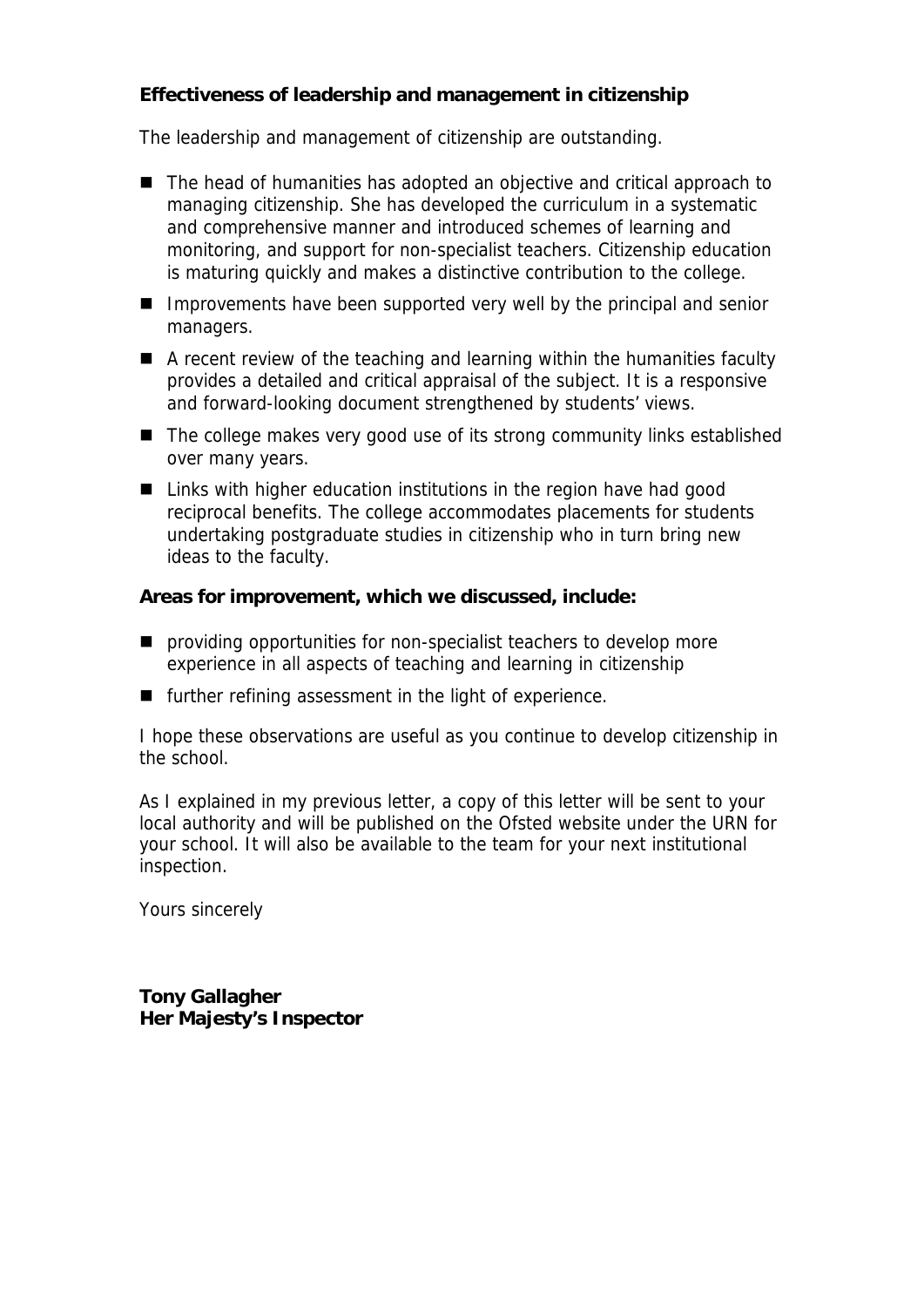**Effectiveness of leadership and management in citizenship**

The leadership and management of citizenship are outstanding.

- The head of humanities has adopted an objective and critical approach to managing citizenship. She has developed the curriculum in a systematic and comprehensive manner and introduced schemes of learning and monitoring, and support for non-specialist teachers. Citizenship education is maturing quickly and makes a distinctive contribution to the college.
- Improvements have been supported very well by the principal and senior managers.
- A recent review of the teaching and learning within the humanities faculty provides a detailed and critical appraisal of the subject. It is a responsive and forward-looking document strengthened by students' views.
- The college makes very good use of its strong community links established over many years.
- Links with higher education institutions in the region have had good reciprocal benefits. The college accommodates placements for students undertaking postgraduate studies in citizenship who in turn bring new ideas to the faculty.

**Areas for improvement, which we discussed, include:**

- providing opportunities for non-specialist teachers to develop more experience in all aspects of teaching and learning in citizenship
- further refining assessment in the light of experience.

I hope these observations are useful as you continue to develop citizenship in the school.

As I explained in my previous letter, a copy of this letter will be sent to your local authority and will be published on the Ofsted website under the URN for your school. It will also be available to the team for your next institutional inspection.

Yours sincerely

**Tony Gallagher**
**Her Majesty's Inspector**